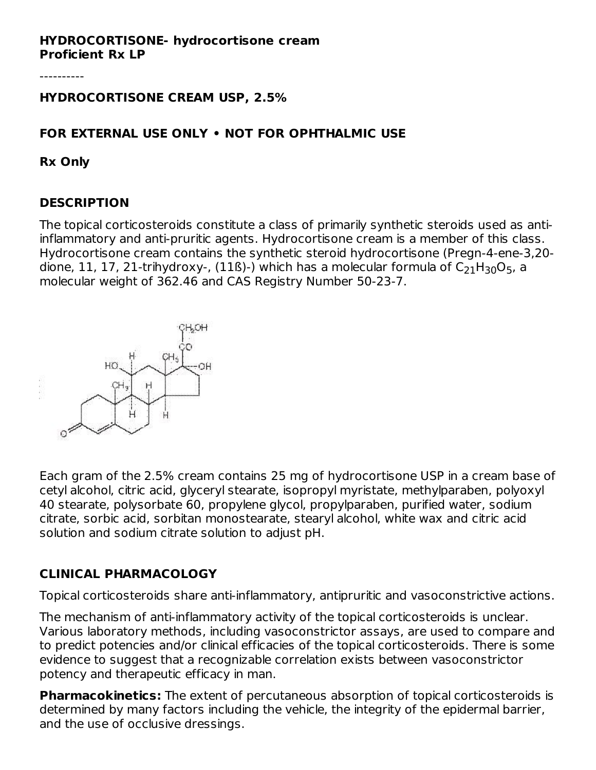**HYDROCORTISONE- hydrocortisone cream**
**Proficient Rx LP**

----------

**HYDROCORTISONE CREAM USP, 2.5%**

**FOR EXTERNAL USE ONLY • NOT FOR OPHTHALMIC USE**

**Rx Only**

## DESCRIPTION

The topical corticosteroids constitute a class of primarily synthetic steroids used as anti-inflammatory and anti-pruritic agents. Hydrocortisone cream is a member of this class. Hydrocortisone cream contains the synthetic steroid hydrocortisone (Pregn-4-ene-3,20-dione, 11, 17, 21-trihydroxy-, (11ß)-) which has a molecular formula of $C_{21}H_{30}O_5$, a molecular weight of 362.46 and CAS Registry Number 50-23-7.

Each gram of the 2.5% cream contains 25 mg of hydrocortisone USP in a cream base of cetyl alcohol, citric acid, glyceryl stearate, isopropyl myristate, methylparaben, polyoxyl 40 stearate, polysorbate 60, propylene glycol, propylparaben, purified water, sodium citrate, sorbic acid, sorbitan monostearate, stearyl alcohol, white wax and citric acid solution and sodium citrate solution to adjust pH.

## CLINICAL PHARMACOLOGY

Topical corticosteroids share anti-inflammatory, antipruritic and vasoconstrictive actions.

The mechanism of anti-inflammatory activity of the topical corticosteroids is unclear. Various laboratory methods, including vasoconstrictor assays, are used to compare and to predict potencies and/or clinical efficacies of the topical corticosteroids. There is some evidence to suggest that a recognizable correlation exists between vasoconstrictor potency and therapeutic efficacy in man.

**Pharmacokinetics:** The extent of percutaneous absorption of topical corticosteroids is determined by many factors including the vehicle, the integrity of the epidermal barrier, and the use of occlusive dressings.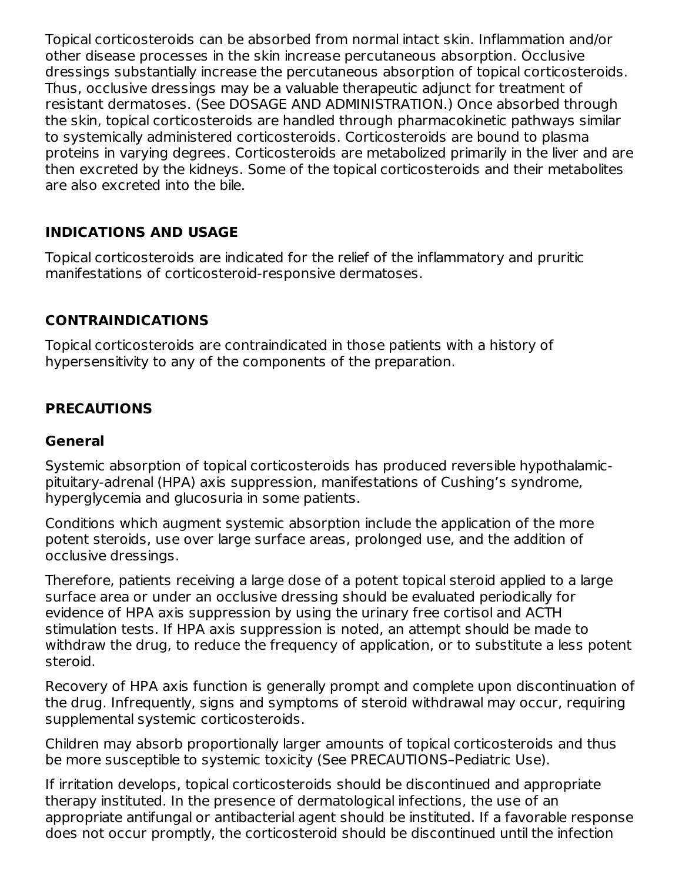Topical corticosteroids can be absorbed from normal intact skin. Inflammation and/or other disease processes in the skin increase percutaneous absorption. Occlusive dressings substantially increase the percutaneous absorption of topical corticosteroids. Thus, occlusive dressings may be a valuable therapeutic adjunct for treatment of resistant dermatoses. (See DOSAGE AND ADMINISTRATION.) Once absorbed through the skin, topical corticosteroids are handled through pharmacokinetic pathways similar to systemically administered corticosteroids. Corticosteroids are bound to plasma proteins in varying degrees. Corticosteroids are metabolized primarily in the liver and are then excreted by the kidneys. Some of the topical corticosteroids and their metabolites are also excreted into the bile.

## INDICATIONS AND USAGE

Topical corticosteroids are indicated for the relief of the inflammatory and pruritic manifestations of corticosteroid-responsive dermatoses.

## CONTRAINDICATIONS

Topical corticosteroids are contraindicated in those patients with a history of hypersensitivity to any of the components of the preparation.

## PRECAUTIONS

### General

Systemic absorption of topical corticosteroids has produced reversible hypothalamic-pituitary-adrenal (HPA) axis suppression, manifestations of Cushing's syndrome, hyperglycemia and glucosuria in some patients.

Conditions which augment systemic absorption include the application of the more potent steroids, use over large surface areas, prolonged use, and the addition of occlusive dressings.

Therefore, patients receiving a large dose of a potent topical steroid applied to a large surface area or under an occlusive dressing should be evaluated periodically for evidence of HPA axis suppression by using the urinary free cortisol and ACTH stimulation tests. If HPA axis suppression is noted, an attempt should be made to withdraw the drug, to reduce the frequency of application, or to substitute a less potent steroid.

Recovery of HPA axis function is generally prompt and complete upon discontinuation of the drug. Infrequently, signs and symptoms of steroid withdrawal may occur, requiring supplemental systemic corticosteroids.

Children may absorb proportionally larger amounts of topical corticosteroids and thus be more susceptible to systemic toxicity (See PRECAUTIONS–Pediatric Use).

If irritation develops, topical corticosteroids should be discontinued and appropriate therapy instituted. In the presence of dermatological infections, the use of an appropriate antifungal or antibacterial agent should be instituted. If a favorable response does not occur promptly, the corticosteroid should be discontinued until the infection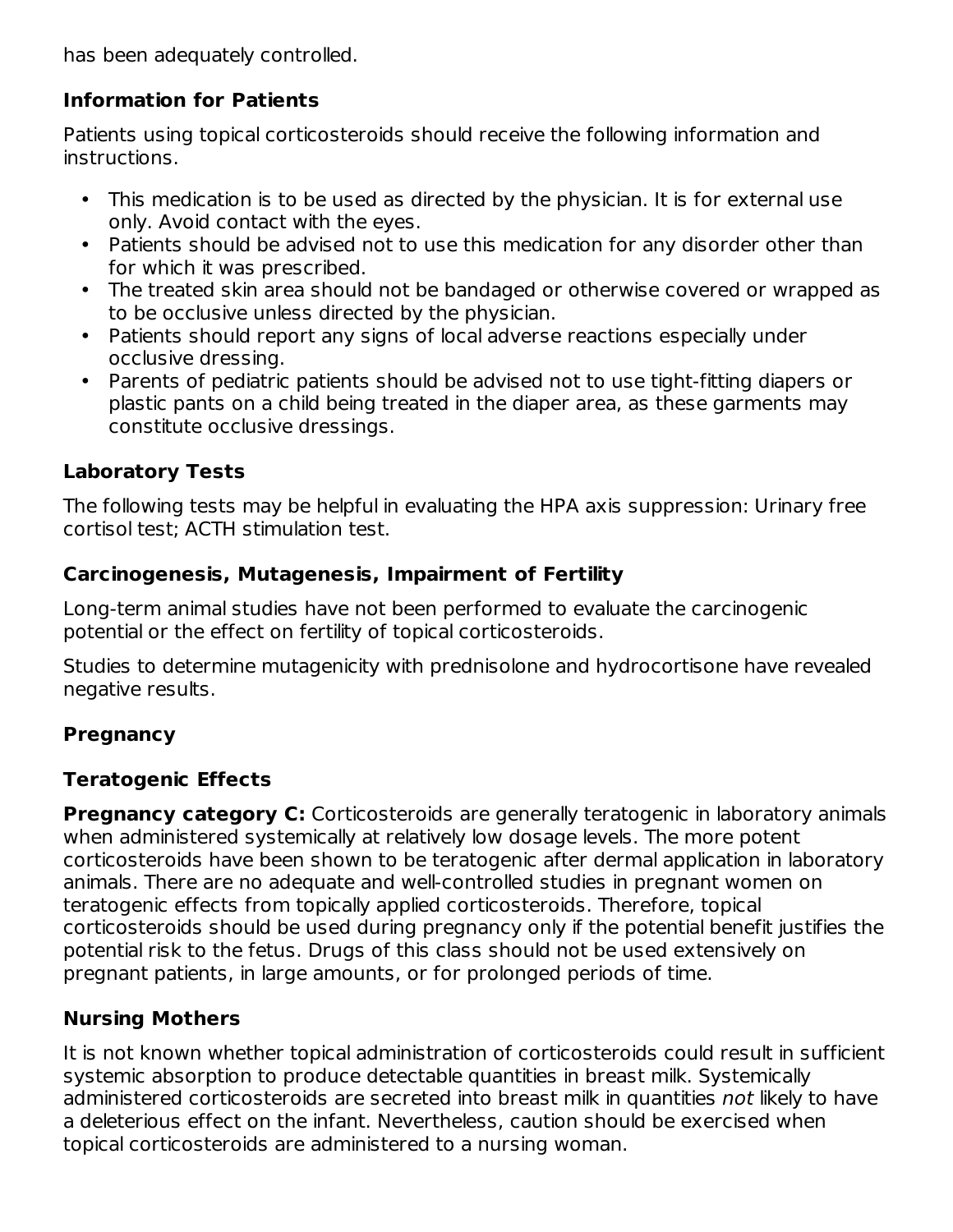has been adequately controlled.

### Information for Patients

Patients using topical corticosteroids should receive the following information and instructions.

- This medication is to be used as directed by the physician. It is for external use only. Avoid contact with the eyes.
- Patients should be advised not to use this medication for any disorder other than for which it was prescribed.
- The treated skin area should not be bandaged or otherwise covered or wrapped as to be occlusive unless directed by the physician.
- Patients should report any signs of local adverse reactions especially under occlusive dressing.
- Parents of pediatric patients should be advised not to use tight-fitting diapers or plastic pants on a child being treated in the diaper area, as these garments may constitute occlusive dressings.

### Laboratory Tests

The following tests may be helpful in evaluating the HPA axis suppression: Urinary free cortisol test; ACTH stimulation test.

### Carcinogenesis, Mutagenesis, Impairment of Fertility

Long-term animal studies have not been performed to evaluate the carcinogenic potential or the effect on fertility of topical corticosteroids.

Studies to determine mutagenicity with prednisolone and hydrocortisone have revealed negative results.

### Pregnancy

### Teratogenic Effects

**Pregnancy category C:** Corticosteroids are generally teratogenic in laboratory animals when administered systemically at relatively low dosage levels. The more potent corticosteroids have been shown to be teratogenic after dermal application in laboratory animals. There are no adequate and well-controlled studies in pregnant women on teratogenic effects from topically applied corticosteroids. Therefore, topical corticosteroids should be used during pregnancy only if the potential benefit justifies the potential risk to the fetus. Drugs of this class should not be used extensively on pregnant patients, in large amounts, or for prolonged periods of time.

### Nursing Mothers

It is not known whether topical administration of corticosteroids could result in sufficient systemic absorption to produce detectable quantities in breast milk. Systemically administered corticosteroids are secreted into breast milk in quantities *not* likely to have a deleterious effect on the infant. Nevertheless, caution should be exercised when topical corticosteroids are administered to a nursing woman.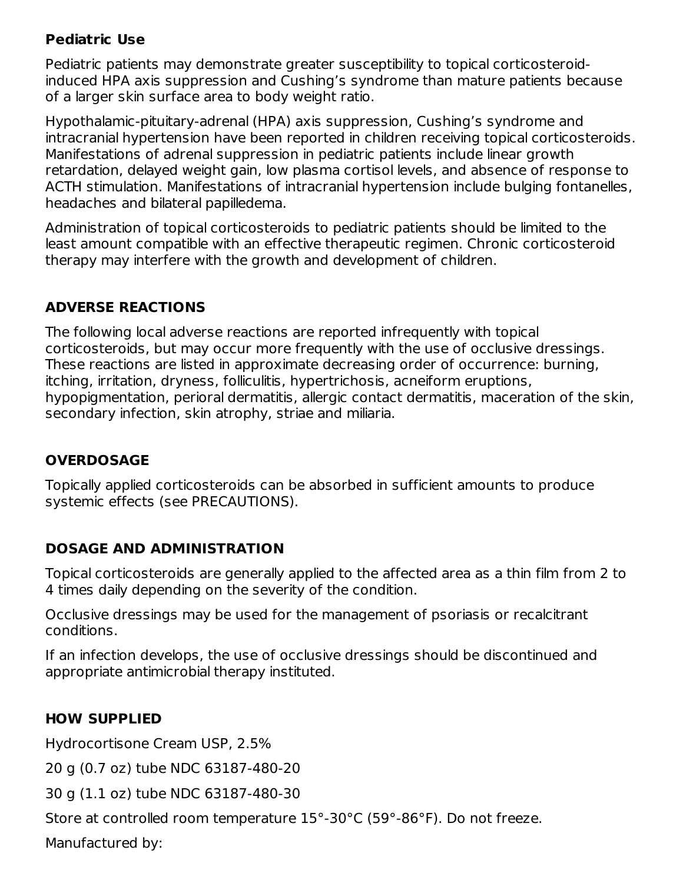### Pediatric Use

Pediatric patients may demonstrate greater susceptibility to topical corticosteroid-induced HPA axis suppression and Cushing's syndrome than mature patients because of a larger skin surface area to body weight ratio.

Hypothalamic-pituitary-adrenal (HPA) axis suppression, Cushing's syndrome and intracranial hypertension have been reported in children receiving topical corticosteroids. Manifestations of adrenal suppression in pediatric patients include linear growth retardation, delayed weight gain, low plasma cortisol levels, and absence of response to ACTH stimulation. Manifestations of intracranial hypertension include bulging fontanelles, headaches and bilateral papilledema.

Administration of topical corticosteroids to pediatric patients should be limited to the least amount compatible with an effective therapeutic regimen. Chronic corticosteroid therapy may interfere with the growth and development of children.

## ADVERSE REACTIONS

The following local adverse reactions are reported infrequently with topical corticosteroids, but may occur more frequently with the use of occlusive dressings. These reactions are listed in approximate decreasing order of occurrence: burning, itching, irritation, dryness, folliculitis, hypertrichosis, acneiform eruptions, hypopigmentation, perioral dermatitis, allergic contact dermatitis, maceration of the skin, secondary infection, skin atrophy, striae and miliaria.

## OVERDOSAGE

Topically applied corticosteroids can be absorbed in sufficient amounts to produce systemic effects (see PRECAUTIONS).

## DOSAGE AND ADMINISTRATION

Topical corticosteroids are generally applied to the affected area as a thin film from 2 to 4 times daily depending on the severity of the condition.

Occlusive dressings may be used for the management of psoriasis or recalcitrant conditions.

If an infection develops, the use of occlusive dressings should be discontinued and appropriate antimicrobial therapy instituted.

## HOW SUPPLIED

Hydrocortisone Cream USP, 2.5%

20 g (0.7 oz) tube NDC 63187-480-20

30 g (1.1 oz) tube NDC 63187-480-30

Store at controlled room temperature 15°-30°C (59°-86°F). Do not freeze.

Manufactured by: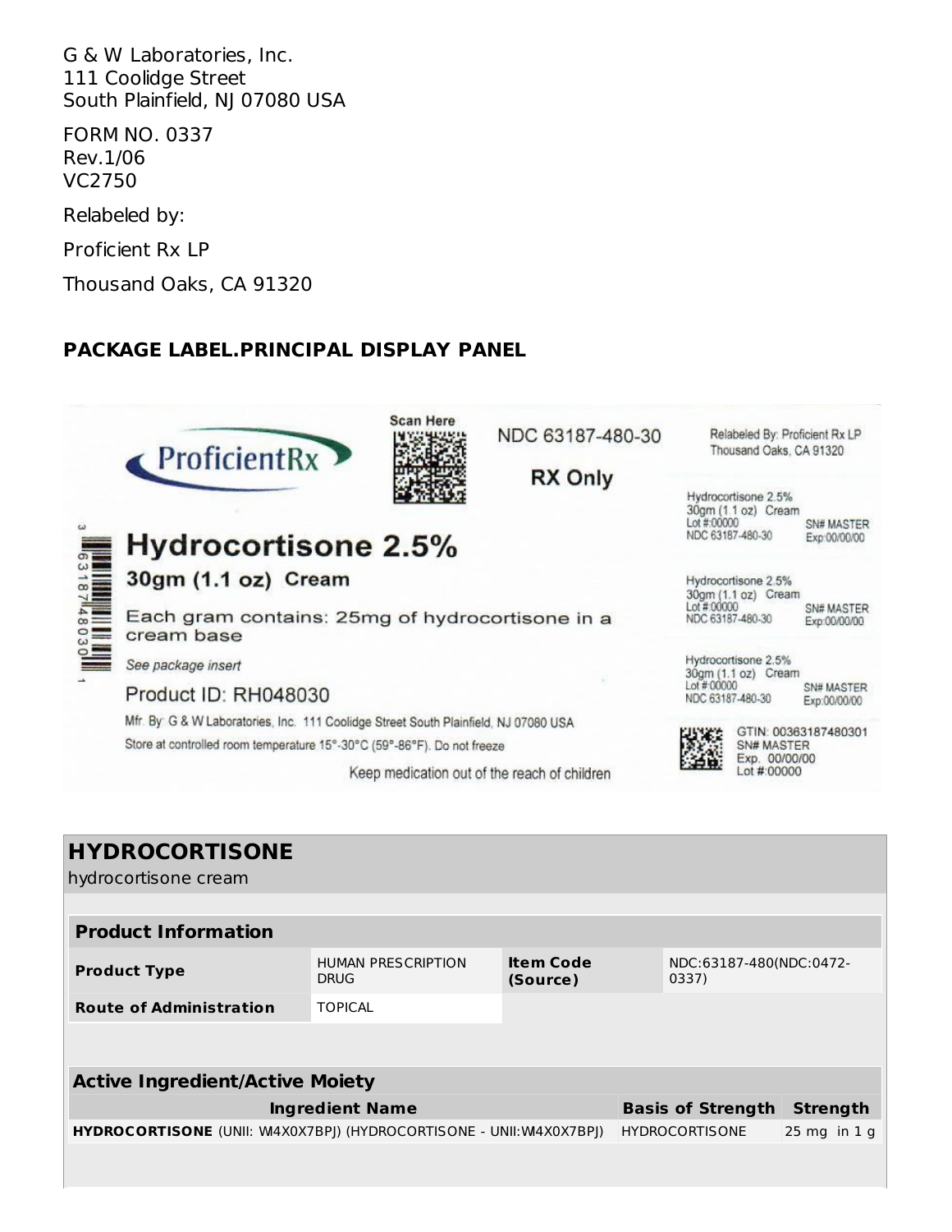G & W Laboratories, Inc.
111 Coolidge Street
South Plainfield, NJ 07080 USA

FORM NO. 0337
Rev.1/06
VC2750

Relabeled by:

Proficient Rx LP

Thousand Oaks, CA 91320

## PACKAGE LABEL.PRINCIPAL DISPLAY PANEL

ProficientRx

Scan Here

NDC 63187-480-30

RX Only

Relabeled By: Proficient Rx LP
Thousand Oaks, CA 91320

**Hydrocortisone 2.5%**

**30gm (1.1 oz) Cream**

Each gram contains: 25mg of hydrocortisone in a cream base

*See package insert*

Product ID: RH048030

Mfr. By: G & W Laboratories, Inc. 111 Coolidge Street South Plainfield, NJ 07080 USA

Store at controlled room temperature 15°-30°C (59°-86°F). Do not freeze

Keep medication out of the reach of children

Hydrocortisone 2.5%
30gm (1.1 oz) Cream
Lot #:00000
NDC 63187-480-30
SN# MASTER
Exp:00/00/00

Hydrocortisone 2.5%
30gm (1.1 oz) Cream
Lot #:00000
NDC 63187-480-30
SN# MASTER
Exp:00/00/00

Hydrocortisone 2.5%
30gm (1.1 oz) Cream
Lot #:00000
NDC 63187-480-30
SN# MASTER
Exp:00/00/00

GTIN: 00363187480301
SN# MASTER
Exp. 00/00/00
Lot #:00000

3 63187 48030 1

## HYDROCORTISONE

hydrocortisone cream

| **Product Information** | | | |
|---|---|---|---|
| **Product Type** | HUMAN PRESCRIPTION DRUG | **Item Code (Source)** | NDC:63187-480(NDC:0472-0337) |
| **Route of Administration** | TOPICAL | | |

| **Active Ingredient/Active Moiety** | | |
|---|---|---|
| **Ingredient Name** | **Basis of Strength** | **Strength** |
| **HYDROCORTISONE** (UNII: W4X0X7BPJ) (HYDROCORTISONE - UNII:W4X0X7BPJ) | HYDROCORTISONE | 25 mg in 1 g |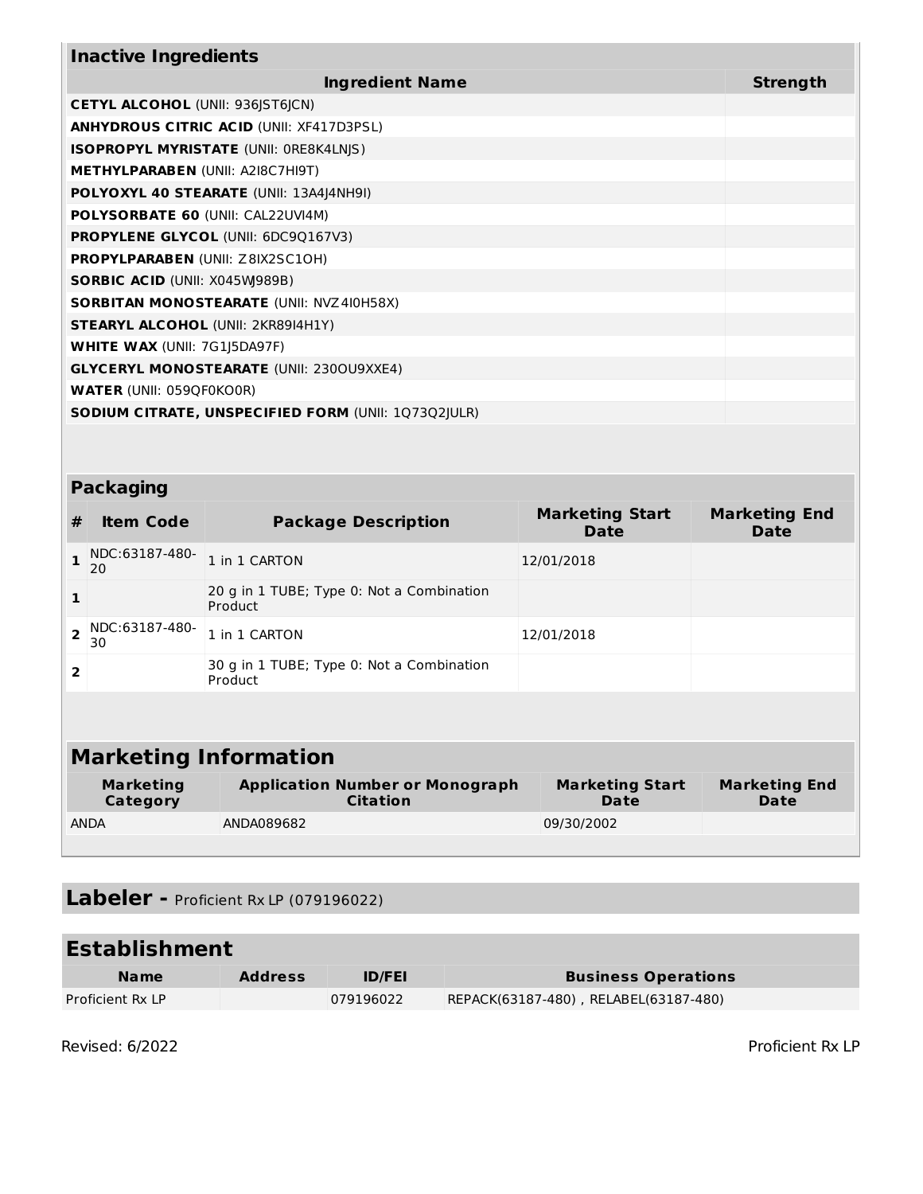### Inactive Ingredients

| Ingredient Name | Strength |
| --- | --- |
| **CETYL ALCOHOL** (UNII: 936JST6JCN) | |
| **ANHYDROUS CITRIC ACID** (UNII: XF417D3PSL) | |
| **ISOPROPYL MYRISTATE** (UNII: 0RE8K4LNJS) | |
| **METHYLPARABEN** (UNII: A2I8C7HI9T) | |
| **POLYOXYL 40 STEARATE** (UNII: 13A4J4NH9I) | |
| **POLYSORBATE 60** (UNII: CAL22UVI4M) | |
| **PROPYLENE GLYCOL** (UNII: 6DC9Q167V3) | |
| **PROPYLPARABEN** (UNII: Z8IX2SC1OH) | |
| **SORBIC ACID** (UNII: X045WJ989B) | |
| **SORBITAN MONOSTEARATE** (UNII: NVZ4I0H58X) | |
| **STEARYL ALCOHOL** (UNII: 2KR89I4H1Y) | |
| **WHITE WAX** (UNII: 7G1J5DA97F) | |
| **GLYCERYL MONOSTEARATE** (UNII: 230OU9XXE4) | |
| **WATER** (UNII: 059QF0KO0R) | |
| **SODIUM CITRATE, UNSPECIFIED FORM** (UNII: 1Q73Q2JULR) | |

### Packaging

| # | Item Code | Package Description | Marketing Start Date | Marketing End Date |
| --- | --- | --- | --- | --- |
| 1 | NDC:63187-480-20 | 1 in 1 CARTON | 12/01/2018 | |
| 1 | | 20 g in 1 TUBE; Type 0: Not a Combination Product | | |
| 2 | NDC:63187-480-30 | 1 in 1 CARTON | 12/01/2018 | |
| 2 | | 30 g in 1 TUBE; Type 0: Not a Combination Product | | |

## Marketing Information

| Marketing Category | Application Number or Monograph Citation | Marketing Start Date | Marketing End Date |
| --- | --- | --- | --- |
| ANDA | ANDA089682 | 09/30/2002 | |

## Labeler - Proficient Rx LP (079196022)

## Establishment

| Name | Address | ID/FEI | Business Operations |
| --- | --- | --- | --- |
| Proficient Rx LP | | 079196022 | REPACK(63187-480) , RELABEL(63187-480) |

Revised: 6/2022

Proficient Rx LP